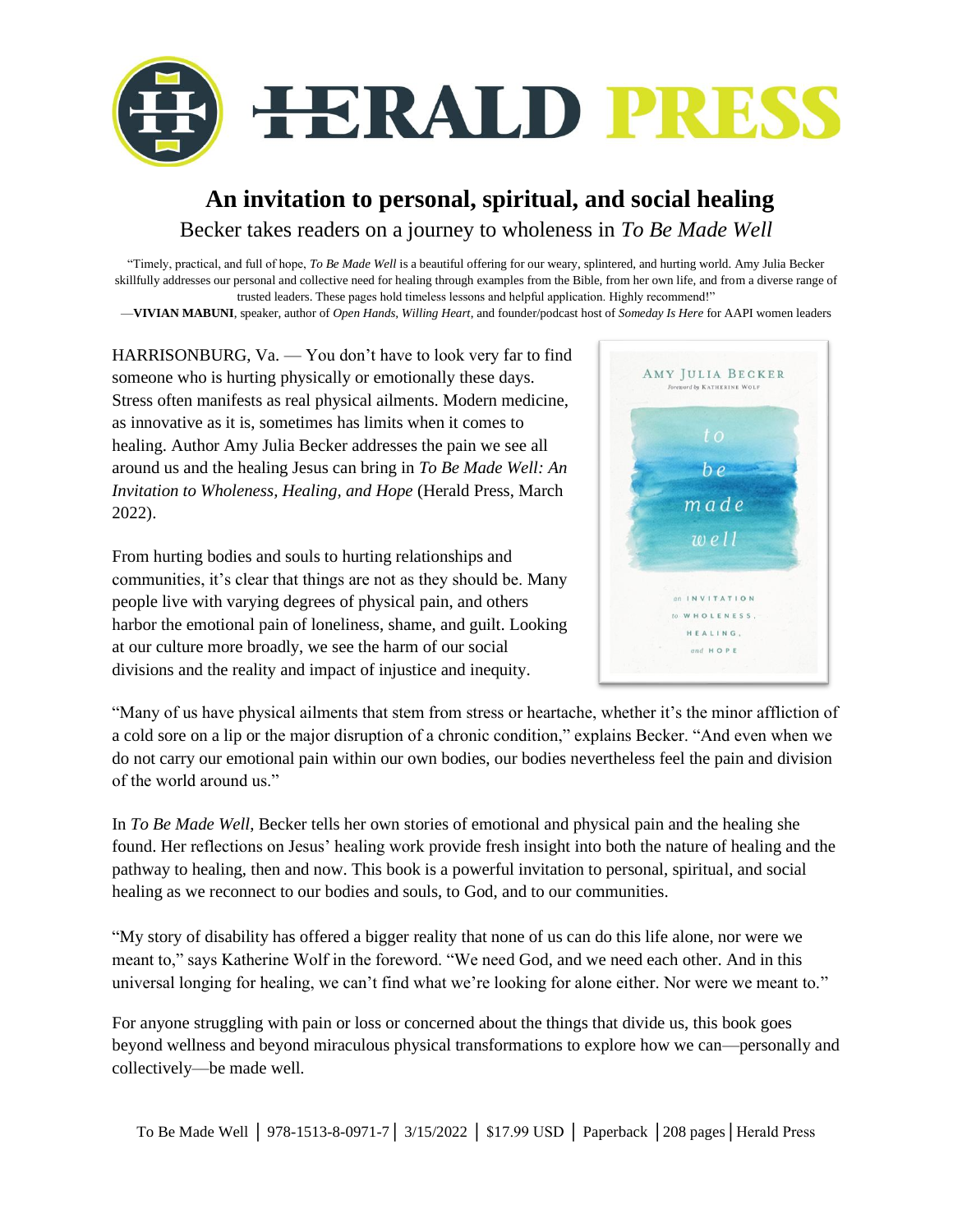HERALD PRESS

# An invitation to personal, spiritual, and social healing

## Becker takes readers on a journey to wholeness in *To Be Made Well*

"Timely, practical, and full of hope, *To Be Made Well* is a beautiful offering for our weary, splintered, and hurting world. Amy Julia Becker skillfully addresses our personal and collective need for healing through examples from the Bible, from her own life, and from a diverse range of trusted leaders. These pages hold timeless lessons and helpful application. Highly recommend!"
—**VIVIAN MABUNI**, speaker, author of *Open Hands, Willing Heart*, and founder/podcast host of *Someday Is Here* for AAPI women leaders

HARRISONBURG, Va. — You don't have to look very far to find someone who is hurting physically or emotionally these days. Stress often manifests as real physical ailments. Modern medicine, as innovative as it is, sometimes has limits when it comes to healing. Author Amy Julia Becker addresses the pain we see all around us and the healing Jesus can bring in *To Be Made Well: An Invitation to Wholeness, Healing, and Hope* (Herald Press, March 2022).

From hurting bodies and souls to hurting relationships and communities, it's clear that things are not as they should be. Many people live with varying degrees of physical pain, and others harbor the emotional pain of loneliness, shame, and guilt. Looking at our culture more broadly, we see the harm of our social divisions and the reality and impact of injustice and inequity.

"Many of us have physical ailments that stem from stress or heartache, whether it's the minor affliction of a cold sore on a lip or the major disruption of a chronic condition," explains Becker. "And even when we do not carry our emotional pain within our own bodies, our bodies nevertheless feel the pain and division of the world around us."

In *To Be Made Well*, Becker tells her own stories of emotional and physical pain and the healing she found. Her reflections on Jesus' healing work provide fresh insight into both the nature of healing and the pathway to healing, then and now. This book is a powerful invitation to personal, spiritual, and social healing as we reconnect to our bodies and souls, to God, and to our communities.

"My story of disability has offered a bigger reality that none of us can do this life alone, nor were we meant to," says Katherine Wolf in the foreword. "We need God, and we need each other. And in this universal longing for healing, we can't find what we're looking for alone either. Nor were we meant to."

For anyone struggling with pain or loss or concerned about the things that divide us, this book goes beyond wellness and beyond miraculous physical transformations to explore how we can—personally and collectively—be made well.

To Be Made Well | 978-1513-8-0971-7 | 3/15/2022 | $17.99 USD | Paperback | 208 pages | Herald Press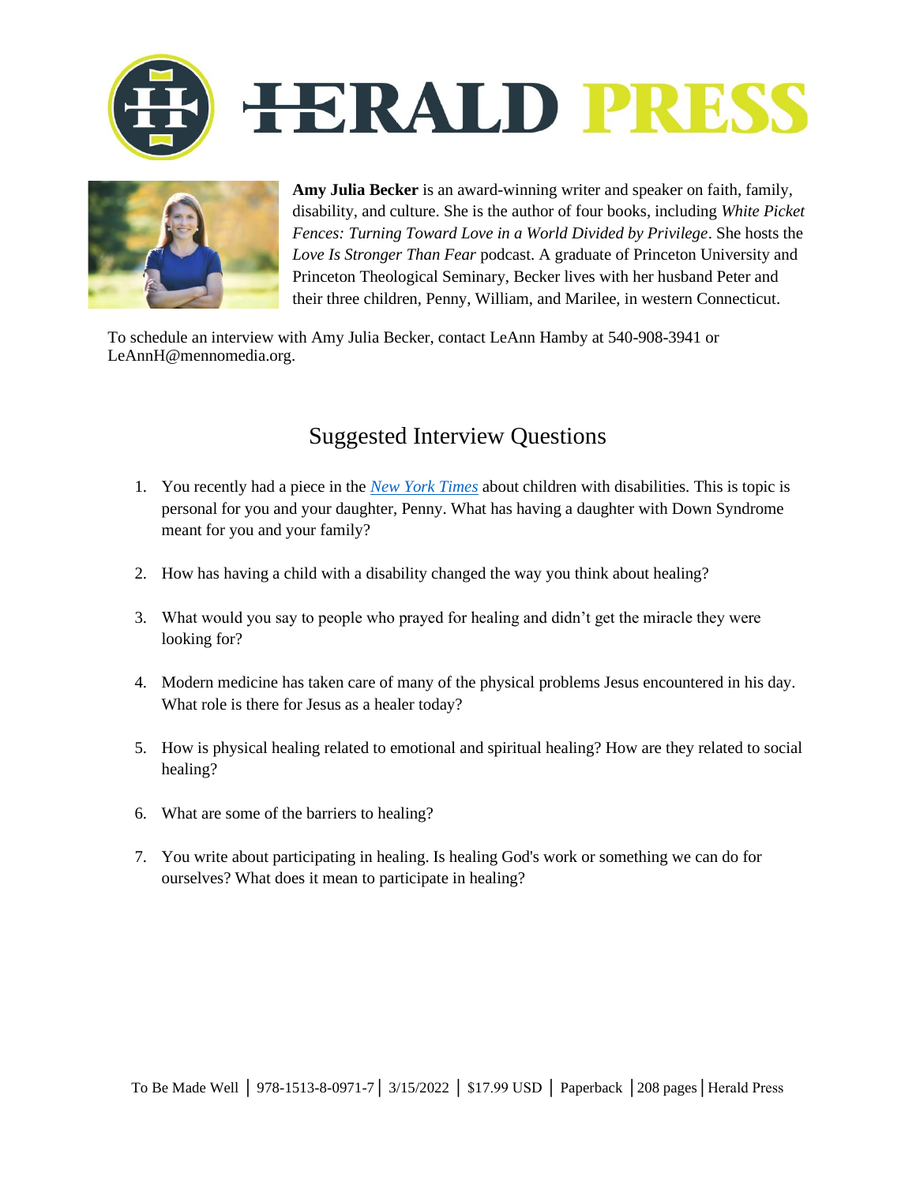# HERALD PRESS

**Amy Julia Becker** is an award-winning writer and speaker on faith, family, disability, and culture. She is the author of four books, including *White Picket Fences: Turning Toward Love in a World Divided by Privilege*. She hosts the *Love Is Stronger Than Fear* podcast. A graduate of Princeton University and Princeton Theological Seminary, Becker lives with her husband Peter and their three children, Penny, William, and Marilee, in western Connecticut.

To schedule an interview with Amy Julia Becker, contact LeAnn Hamby at 540-908-3941 or LeAnnH@mennomedia.org.

## Suggested Interview Questions

1. You recently had a piece in the *New York Times* about children with disabilities. This is topic is personal for you and your daughter, Penny. What has having a daughter with Down Syndrome meant for you and your family?

2. How has having a child with a disability changed the way you think about healing?

3. What would you say to people who prayed for healing and didn't get the miracle they were looking for?

4. Modern medicine has taken care of many of the physical problems Jesus encountered in his day. What role is there for Jesus as a healer today?

5. How is physical healing related to emotional and spiritual healing? How are they related to social healing?

6. What are some of the barriers to healing?

7. You write about participating in healing. Is healing God's work or something we can do for ourselves? What does it mean to participate in healing?

To Be Made Well | 978-1513-8-0971-7 | 3/15/2022 | $17.99 USD | Paperback | 208 pages | Herald Press